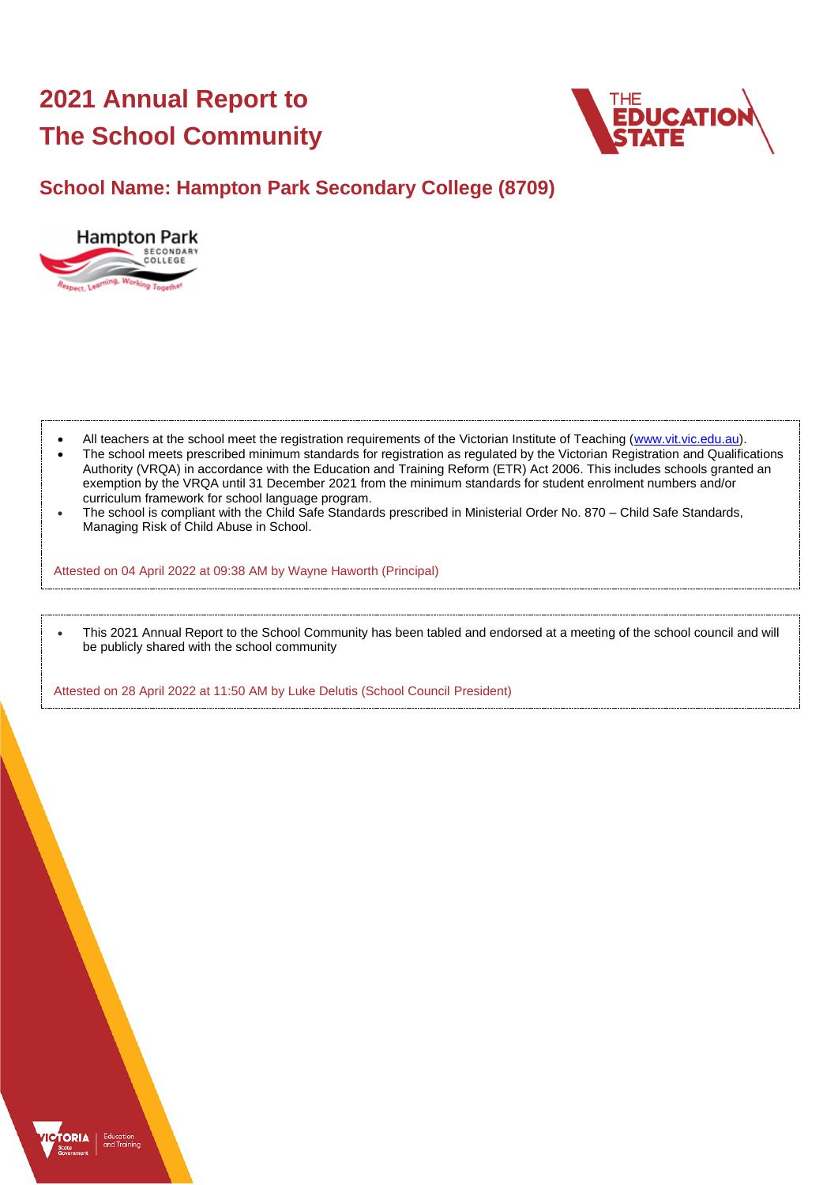# 2021 Annual Report to The School Community

## School Name: Hampton Park Secondary College (8709)

- All teachers at the school meet the registration requirements of the Victorian Institute of Teaching (www.vit.vic.edu.au).
- The school meets prescribed minimum standards for registration as regulated by the Victorian Registration and Qualifications Authority (VRQA) in accordance with the Education and Training Reform (ETR) Act 2006. This includes schools granted an exemption by the VRQA until 31 December 2021 from the minimum standards for student enrolment numbers and/or curriculum framework for school language program.
- The school is compliant with the Child Safe Standards prescribed in Ministerial Order No. 870 – Child Safe Standards, Managing Risk of Child Abuse in School.

Attested on 04 April 2022 at 09:38 AM by Wayne Haworth (Principal)

- This 2021 Annual Report to the School Community has been tabled and endorsed at a meeting of the school council and will be publicly shared with the school community

Attested on 28 April 2022 at 11:50 AM by Luke Delutis (School Council President)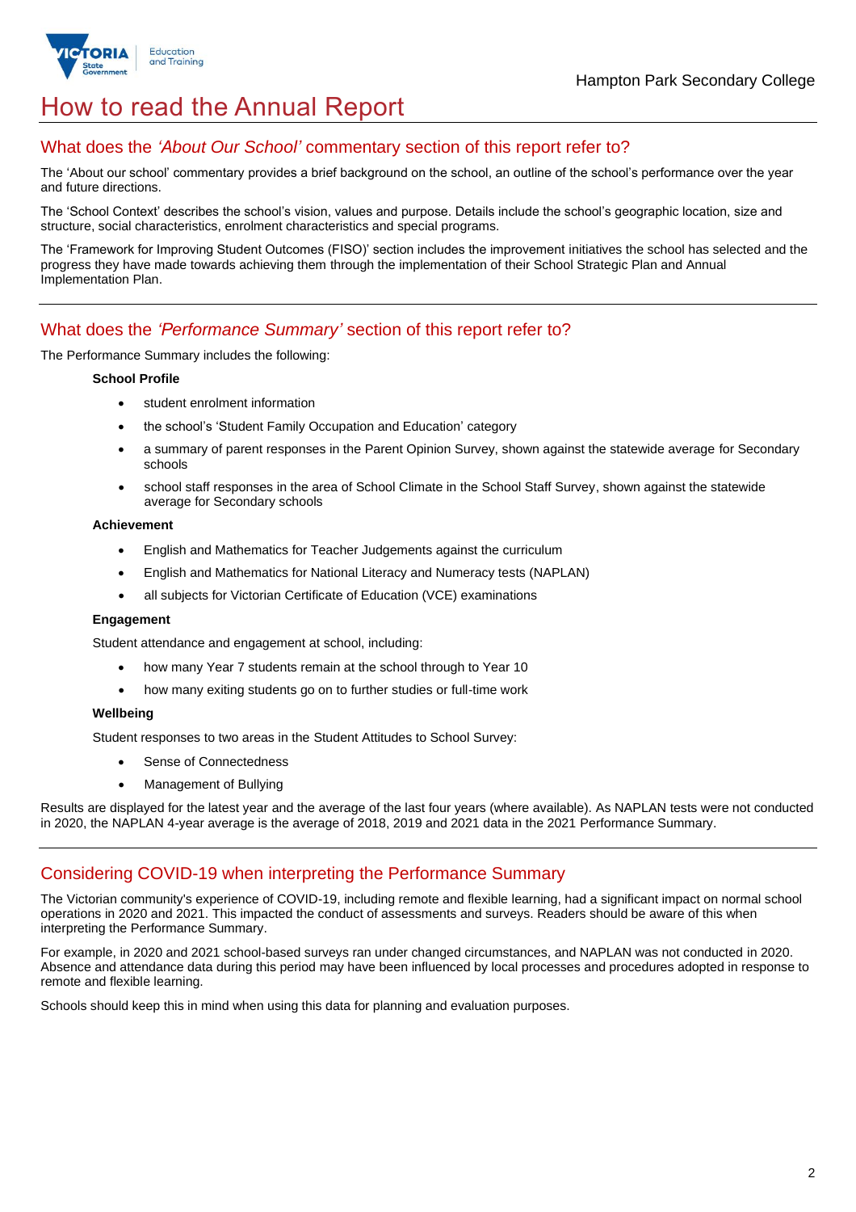# How to read the Annual Report

## What does the *'About Our School'* commentary section of this report refer to?

The 'About our school' commentary provides a brief background on the school, an outline of the school's performance over the year and future directions.

The 'School Context' describes the school's vision, values and purpose. Details include the school's geographic location, size and structure, social characteristics, enrolment characteristics and special programs.

The 'Framework for Improving Student Outcomes (FISO)' section includes the improvement initiatives the school has selected and the progress they have made towards achieving them through the implementation of their School Strategic Plan and Annual Implementation Plan.

## What does the *'Performance Summary'* section of this report refer to?

The Performance Summary includes the following:

**School Profile**

- student enrolment information
- the school's 'Student Family Occupation and Education' category
- a summary of parent responses in the Parent Opinion Survey, shown against the statewide average for Secondary schools
- school staff responses in the area of School Climate in the School Staff Survey, shown against the statewide average for Secondary schools

**Achievement**

- English and Mathematics for Teacher Judgements against the curriculum
- English and Mathematics for National Literacy and Numeracy tests (NAPLAN)
- all subjects for Victorian Certificate of Education (VCE) examinations

**Engagement**

Student attendance and engagement at school, including:

- how many Year 7 students remain at the school through to Year 10
- how many exiting students go on to further studies or full-time work

**Wellbeing**

Student responses to two areas in the Student Attitudes to School Survey:

- Sense of Connectedness
- Management of Bullying

Results are displayed for the latest year and the average of the last four years (where available). As NAPLAN tests were not conducted in 2020, the NAPLAN 4-year average is the average of 2018, 2019 and 2021 data in the 2021 Performance Summary.

## Considering COVID-19 when interpreting the Performance Summary

The Victorian community's experience of COVID-19, including remote and flexible learning, had a significant impact on normal school operations in 2020 and 2021. This impacted the conduct of assessments and surveys. Readers should be aware of this when interpreting the Performance Summary.

For example, in 2020 and 2021 school-based surveys ran under changed circumstances, and NAPLAN was not conducted in 2020. Absence and attendance data during this period may have been influenced by local processes and procedures adopted in response to remote and flexible learning.

Schools should keep this in mind when using this data for planning and evaluation purposes.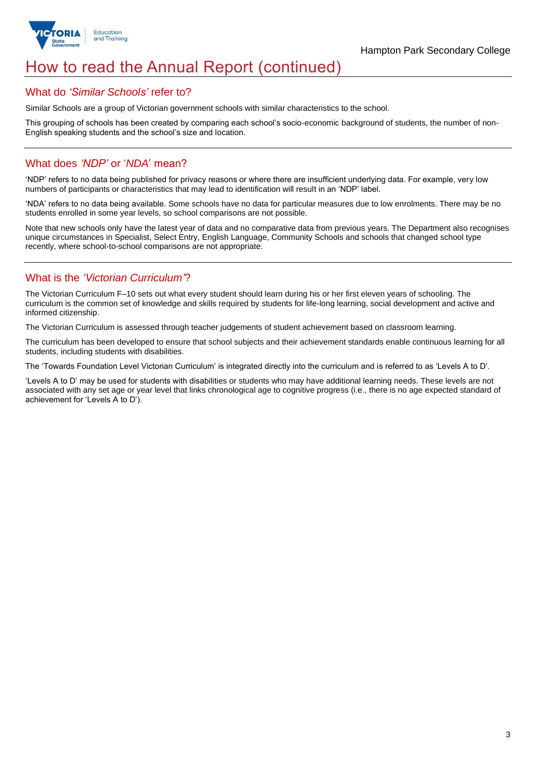# How to read the Annual Report (continued)

## What do *'Similar Schools'* refer to?

Similar Schools are a group of Victorian government schools with similar characteristics to the school.

This grouping of schools has been created by comparing each school's socio-economic background of students, the number of non-English speaking students and the school's size and location.

## What does *'NDP'* or '*NDA*' mean?

'NDP' refers to no data being published for privacy reasons or where there are insufficient underlying data. For example, very low numbers of participants or characteristics that may lead to identification will result in an 'NDP' label.

'NDA' refers to no data being available. Some schools have no data for particular measures due to low enrolments. There may be no students enrolled in some year levels, so school comparisons are not possible.

Note that new schools only have the latest year of data and no comparative data from previous years. The Department also recognises unique circumstances in Specialist, Select Entry, English Language, Community Schools and schools that changed school type recently, where school-to-school comparisons are not appropriate.

## What is the *'Victorian Curriculum'*?

The Victorian Curriculum F–10 sets out what every student should learn during his or her first eleven years of schooling. The curriculum is the common set of knowledge and skills required by students for life-long learning, social development and active and informed citizenship.

The Victorian Curriculum is assessed through teacher judgements of student achievement based on classroom learning.

The curriculum has been developed to ensure that school subjects and their achievement standards enable continuous learning for all students, including students with disabilities.

The 'Towards Foundation Level Victorian Curriculum' is integrated directly into the curriculum and is referred to as 'Levels A to D'.

'Levels A to D' may be used for students with disabilities or students who may have additional learning needs. These levels are not associated with any set age or year level that links chronological age to cognitive progress (i.e., there is no age expected standard of achievement for 'Levels A to D').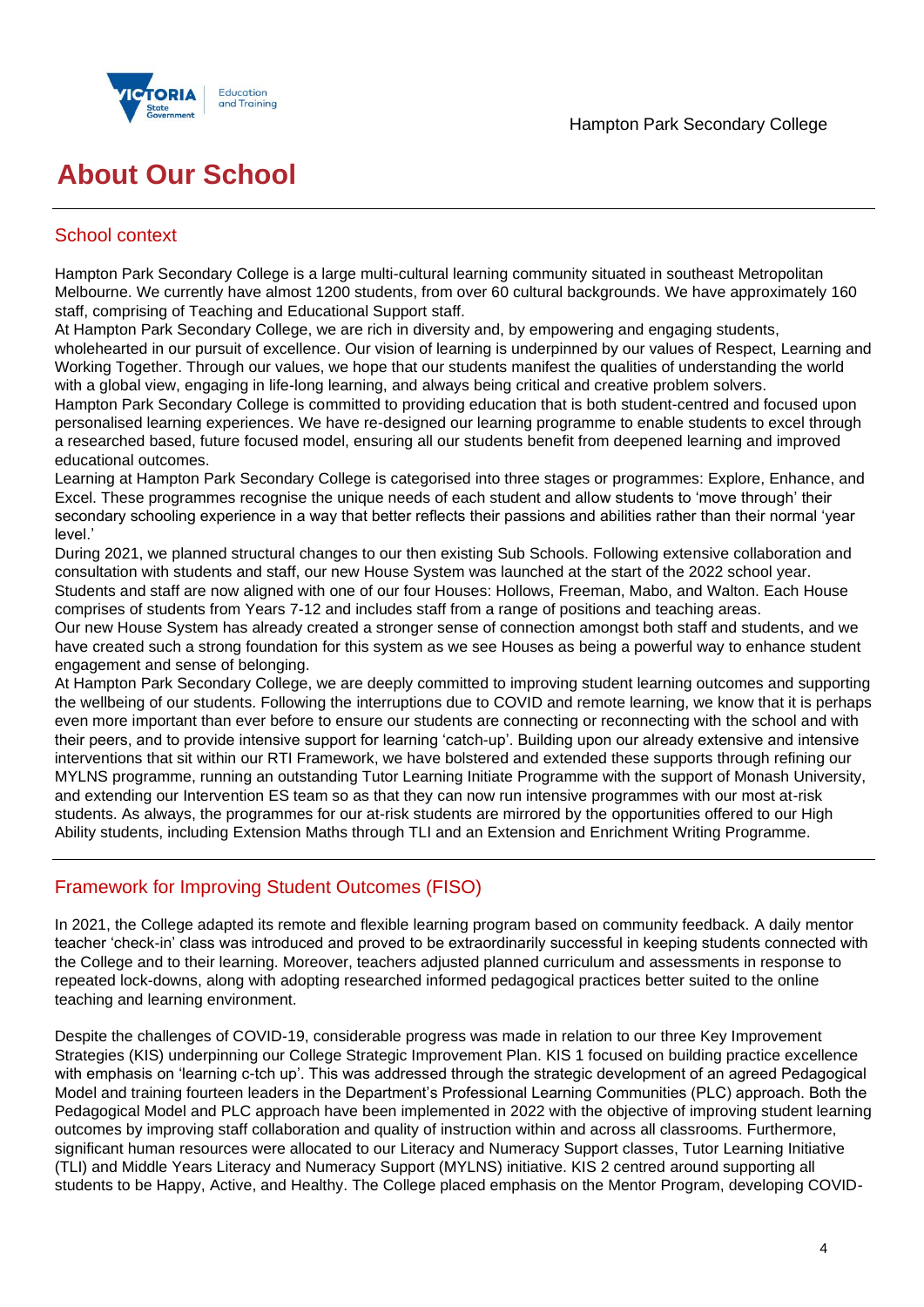# About Our School

## School context

Hampton Park Secondary College is a large multi-cultural learning community situated in southeast Metropolitan Melbourne. We currently have almost 1200 students, from over 60 cultural backgrounds. We have approximately 160 staff, comprising of Teaching and Educational Support staff.

At Hampton Park Secondary College, we are rich in diversity and, by empowering and engaging students, wholehearted in our pursuit of excellence. Our vision of learning is underpinned by our values of Respect, Learning and Working Together. Through our values, we hope that our students manifest the qualities of understanding the world with a global view, engaging in life-long learning, and always being critical and creative problem solvers.

Hampton Park Secondary College is committed to providing education that is both student-centred and focused upon personalised learning experiences. We have re-designed our learning programme to enable students to excel through a researched based, future focused model, ensuring all our students benefit from deepened learning and improved educational outcomes.

Learning at Hampton Park Secondary College is categorised into three stages or programmes: Explore, Enhance, and Excel. These programmes recognise the unique needs of each student and allow students to 'move through' their secondary schooling experience in a way that better reflects their passions and abilities rather than their normal 'year level.'

During 2021, we planned structural changes to our then existing Sub Schools. Following extensive collaboration and consultation with students and staff, our new House System was launched at the start of the 2022 school year. Students and staff are now aligned with one of our four Houses: Hollows, Freeman, Mabo, and Walton. Each House comprises of students from Years 7-12 and includes staff from a range of positions and teaching areas.

Our new House System has already created a stronger sense of connection amongst both staff and students, and we have created such a strong foundation for this system as we see Houses as being a powerful way to enhance student engagement and sense of belonging.

At Hampton Park Secondary College, we are deeply committed to improving student learning outcomes and supporting the wellbeing of our students. Following the interruptions due to COVID and remote learning, we know that it is perhaps even more important than ever before to ensure our students are connecting or reconnecting with the school and with their peers, and to provide intensive support for learning 'catch-up'. Building upon our already extensive and intensive interventions that sit within our RTI Framework, we have bolstered and extended these supports through refining our MYLNS programme, running an outstanding Tutor Learning Initiate Programme with the support of Monash University, and extending our Intervention ES team so as that they can now run intensive programmes with our most at-risk students. As always, the programmes for our at-risk students are mirrored by the opportunities offered to our High Ability students, including Extension Maths through TLI and an Extension and Enrichment Writing Programme.

## Framework for Improving Student Outcomes (FISO)

In 2021, the College adapted its remote and flexible learning program based on community feedback. A daily mentor teacher 'check-in' class was introduced and proved to be extraordinarily successful in keeping students connected with the College and to their learning. Moreover, teachers adjusted planned curriculum and assessments in response to repeated lock-downs, along with adopting researched informed pedagogical practices better suited to the online teaching and learning environment.

Despite the challenges of COVID-19, considerable progress was made in relation to our three Key Improvement Strategies (KIS) underpinning our College Strategic Improvement Plan. KIS 1 focused on building practice excellence with emphasis on 'learning c-tch up'. This was addressed through the strategic development of an agreed Pedagogical Model and training fourteen leaders in the Department's Professional Learning Communities (PLC) approach. Both the Pedagogical Model and PLC approach have been implemented in 2022 with the objective of improving student learning outcomes by improving staff collaboration and quality of instruction within and across all classrooms. Furthermore, significant human resources were allocated to our Literacy and Numeracy Support classes, Tutor Learning Initiative (TLI) and Middle Years Literacy and Numeracy Support (MYLNS) initiative. KIS 2 centred around supporting all students to be Happy, Active, and Healthy. The College placed emphasis on the Mentor Program, developing COVID-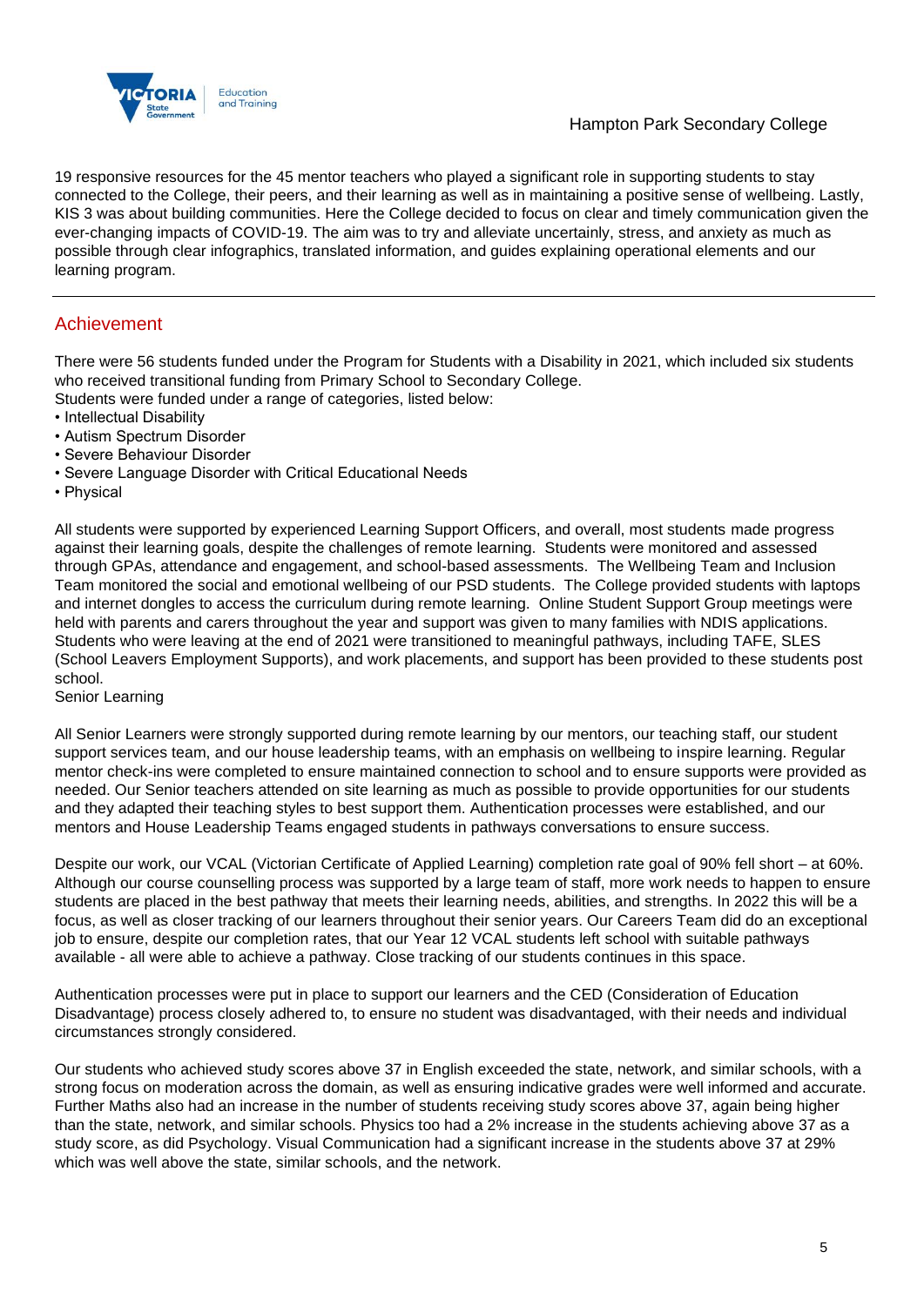19 responsive resources for the 45 mentor teachers who played a significant role in supporting students to stay connected to the College, their peers, and their learning as well as in maintaining a positive sense of wellbeing. Lastly, KIS 3 was about building communities. Here the College decided to focus on clear and timely communication given the ever-changing impacts of COVID-19. The aim was to try and alleviate uncertainly, stress, and anxiety as much as possible through clear infographics, translated information, and guides explaining operational elements and our learning program.

## Achievement

There were 56 students funded under the Program for Students with a Disability in 2021, which included six students who received transitional funding from Primary School to Secondary College.
Students were funded under a range of categories, listed below:

- Intellectual Disability
- Autism Spectrum Disorder
- Severe Behaviour Disorder
- Severe Language Disorder with Critical Educational Needs
- Physical

All students were supported by experienced Learning Support Officers, and overall, most students made progress against their learning goals, despite the challenges of remote learning. Students were monitored and assessed through GPAs, attendance and engagement, and school-based assessments. The Wellbeing Team and Inclusion Team monitored the social and emotional wellbeing of our PSD students. The College provided students with laptops and internet dongles to access the curriculum during remote learning. Online Student Support Group meetings were held with parents and carers throughout the year and support was given to many families with NDIS applications. Students who were leaving at the end of 2021 were transitioned to meaningful pathways, including TAFE, SLES (School Leavers Employment Supports), and work placements, and support has been provided to these students post school.
Senior Learning

All Senior Learners were strongly supported during remote learning by our mentors, our teaching staff, our student support services team, and our house leadership teams, with an emphasis on wellbeing to inspire learning. Regular mentor check-ins were completed to ensure maintained connection to school and to ensure supports were provided as needed. Our Senior teachers attended on site learning as much as possible to provide opportunities for our students and they adapted their teaching styles to best support them. Authentication processes were established, and our mentors and House Leadership Teams engaged students in pathways conversations to ensure success.

Despite our work, our VCAL (Victorian Certificate of Applied Learning) completion rate goal of 90% fell short – at 60%. Although our course counselling process was supported by a large team of staff, more work needs to happen to ensure students are placed in the best pathway that meets their learning needs, abilities, and strengths. In 2022 this will be a focus, as well as closer tracking of our learners throughout their senior years. Our Careers Team did do an exceptional job to ensure, despite our completion rates, that our Year 12 VCAL students left school with suitable pathways available - all were able to achieve a pathway. Close tracking of our students continues in this space.

Authentication processes were put in place to support our learners and the CED (Consideration of Education Disadvantage) process closely adhered to, to ensure no student was disadvantaged, with their needs and individual circumstances strongly considered.

Our students who achieved study scores above 37 in English exceeded the state, network, and similar schools, with a strong focus on moderation across the domain, as well as ensuring indicative grades were well informed and accurate. Further Maths also had an increase in the number of students receiving study scores above 37, again being higher than the state, network, and similar schools. Physics too had a 2% increase in the students achieving above 37 as a study score, as did Psychology. Visual Communication had a significant increase in the students above 37 at 29% which was well above the state, similar schools, and the network.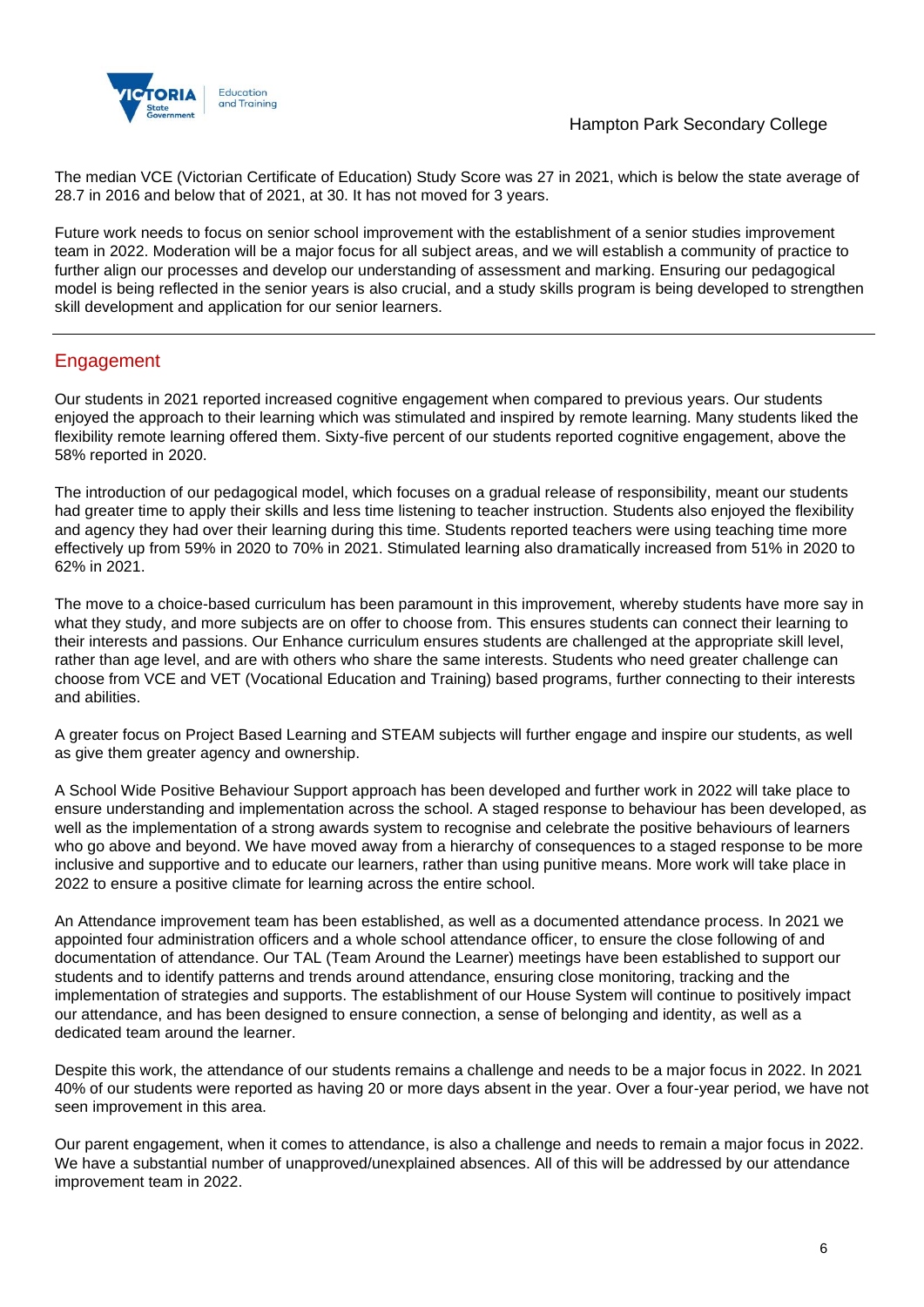The median VCE (Victorian Certificate of Education) Study Score was 27 in 2021, which is below the state average of 28.7 in 2016 and below that of 2021, at 30. It has not moved for 3 years.

Future work needs to focus on senior school improvement with the establishment of a senior studies improvement team in 2022. Moderation will be a major focus for all subject areas, and we will establish a community of practice to further align our processes and develop our understanding of assessment and marking. Ensuring our pedagogical model is being reflected in the senior years is also crucial, and a study skills program is being developed to strengthen skill development and application for our senior learners.

## Engagement

Our students in 2021 reported increased cognitive engagement when compared to previous years. Our students enjoyed the approach to their learning which was stimulated and inspired by remote learning. Many students liked the flexibility remote learning offered them. Sixty-five percent of our students reported cognitive engagement, above the 58% reported in 2020.

The introduction of our pedagogical model, which focuses on a gradual release of responsibility, meant our students had greater time to apply their skills and less time listening to teacher instruction. Students also enjoyed the flexibility and agency they had over their learning during this time. Students reported teachers were using teaching time more effectively up from 59% in 2020 to 70% in 2021. Stimulated learning also dramatically increased from 51% in 2020 to 62% in 2021.

The move to a choice-based curriculum has been paramount in this improvement, whereby students have more say in what they study, and more subjects are on offer to choose from. This ensures students can connect their learning to their interests and passions. Our Enhance curriculum ensures students are challenged at the appropriate skill level, rather than age level, and are with others who share the same interests. Students who need greater challenge can choose from VCE and VET (Vocational Education and Training) based programs, further connecting to their interests and abilities.

A greater focus on Project Based Learning and STEAM subjects will further engage and inspire our students, as well as give them greater agency and ownership.

A School Wide Positive Behaviour Support approach has been developed and further work in 2022 will take place to ensure understanding and implementation across the school. A staged response to behaviour has been developed, as well as the implementation of a strong awards system to recognise and celebrate the positive behaviours of learners who go above and beyond. We have moved away from a hierarchy of consequences to a staged response to be more inclusive and supportive and to educate our learners, rather than using punitive means. More work will take place in 2022 to ensure a positive climate for learning across the entire school.

An Attendance improvement team has been established, as well as a documented attendance process. In 2021 we appointed four administration officers and a whole school attendance officer, to ensure the close following of and documentation of attendance. Our TAL (Team Around the Learner) meetings have been established to support our students and to identify patterns and trends around attendance, ensuring close monitoring, tracking and the implementation of strategies and supports. The establishment of our House System will continue to positively impact our attendance, and has been designed to ensure connection, a sense of belonging and identity, as well as a dedicated team around the learner.

Despite this work, the attendance of our students remains a challenge and needs to be a major focus in 2022. In 2021 40% of our students were reported as having 20 or more days absent in the year. Over a four-year period, we have not seen improvement in this area.

Our parent engagement, when it comes to attendance, is also a challenge and needs to remain a major focus in 2022. We have a substantial number of unapproved/unexplained absences. All of this will be addressed by our attendance improvement team in 2022.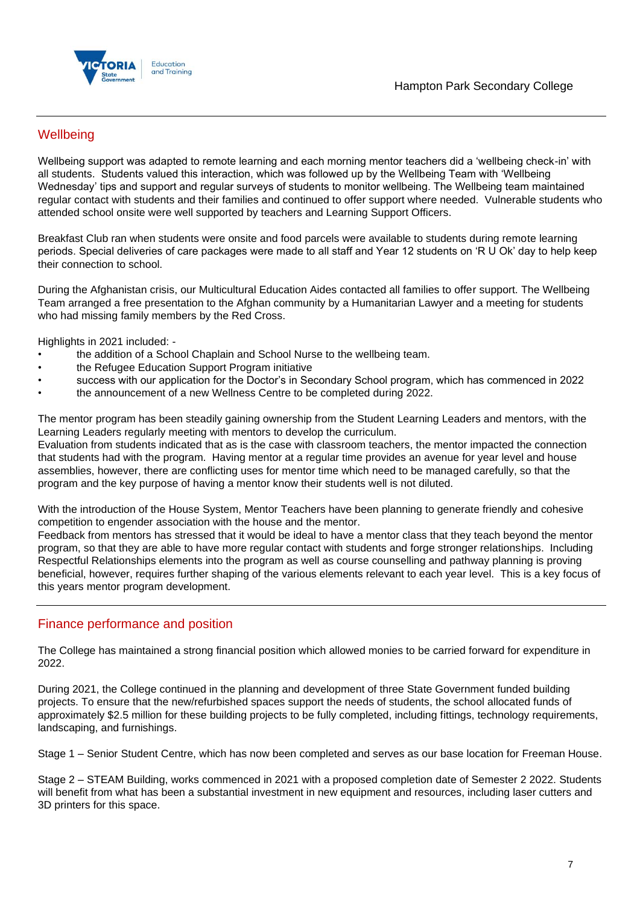## Wellbeing

Wellbeing support was adapted to remote learning and each morning mentor teachers did a 'wellbeing check-in' with all students. Students valued this interaction, which was followed up by the Wellbeing Team with 'Wellbeing Wednesday' tips and support and regular surveys of students to monitor wellbeing. The Wellbeing team maintained regular contact with students and their families and continued to offer support where needed. Vulnerable students who attended school onsite were well supported by teachers and Learning Support Officers.

Breakfast Club ran when students were onsite and food parcels were available to students during remote learning periods. Special deliveries of care packages were made to all staff and Year 12 students on 'R U Ok' day to help keep their connection to school.

During the Afghanistan crisis, our Multicultural Education Aides contacted all families to offer support. The Wellbeing Team arranged a free presentation to the Afghan community by a Humanitarian Lawyer and a meeting for students who had missing family members by the Red Cross.

Highlights in 2021 included: -

- the addition of a School Chaplain and School Nurse to the wellbeing team.
- the Refugee Education Support Program initiative
- success with our application for the Doctor's in Secondary School program, which has commenced in 2022
- the announcement of a new Wellness Centre to be completed during 2022.

The mentor program has been steadily gaining ownership from the Student Learning Leaders and mentors, with the Learning Leaders regularly meeting with mentors to develop the curriculum.
Evaluation from students indicated that as is the case with classroom teachers, the mentor impacted the connection that students had with the program. Having mentor at a regular time provides an avenue for year level and house assemblies, however, there are conflicting uses for mentor time which need to be managed carefully, so that the program and the key purpose of having a mentor know their students well is not diluted.

With the introduction of the House System, Mentor Teachers have been planning to generate friendly and cohesive competition to engender association with the house and the mentor.
Feedback from mentors has stressed that it would be ideal to have a mentor class that they teach beyond the mentor program, so that they are able to have more regular contact with students and forge stronger relationships. Including Respectful Relationships elements into the program as well as course counselling and pathway planning is proving beneficial, however, requires further shaping of the various elements relevant to each year level. This is a key focus of this years mentor program development.

## Finance performance and position

The College has maintained a strong financial position which allowed monies to be carried forward for expenditure in 2022.

During 2021, the College continued in the planning and development of three State Government funded building projects. To ensure that the new/refurbished spaces support the needs of students, the school allocated funds of approximately $2.5 million for these building projects to be fully completed, including fittings, technology requirements, landscaping, and furnishings.

Stage 1 – Senior Student Centre, which has now been completed and serves as our base location for Freeman House.

Stage 2 – STEAM Building, works commenced in 2021 with a proposed completion date of Semester 2 2022. Students will benefit from what has been a substantial investment in new equipment and resources, including laser cutters and 3D printers for this space.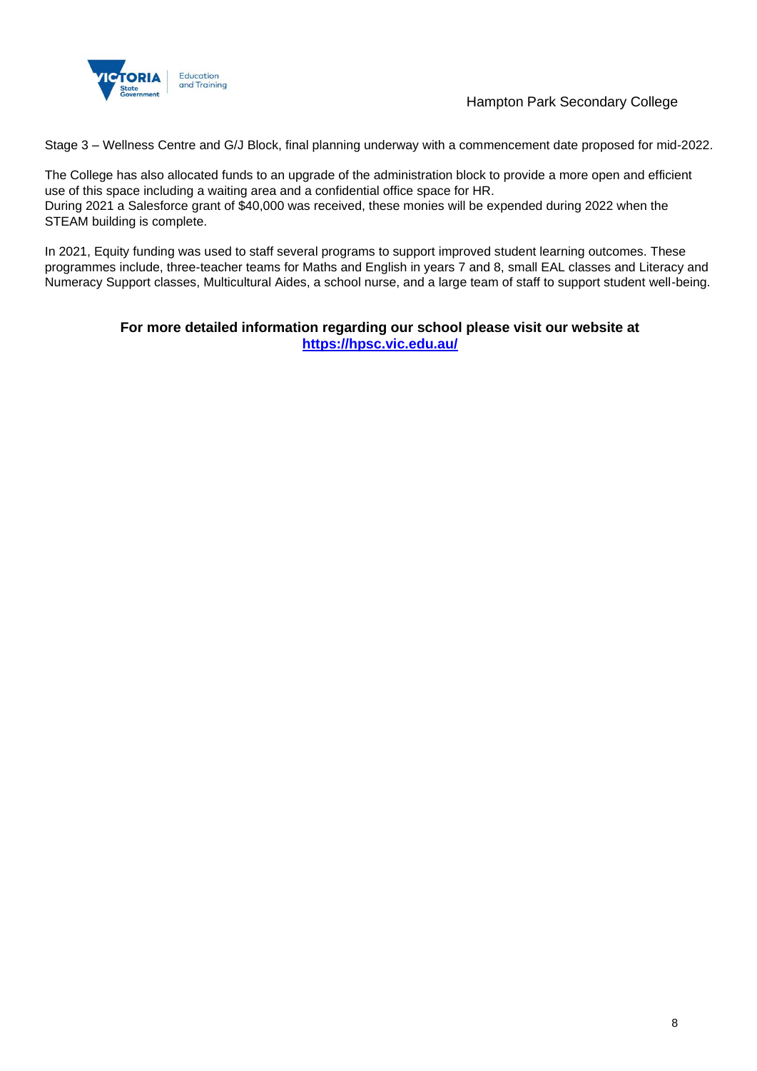Stage 3 – Wellness Centre and G/J Block, final planning underway with a commencement date proposed for mid-2022.

The College has also allocated funds to an upgrade of the administration block to provide a more open and efficient use of this space including a waiting area and a confidential office space for HR.
During 2021 a Salesforce grant of $40,000 was received, these monies will be expended during 2022 when the STEAM building is complete.

In 2021, Equity funding was used to staff several programs to support improved student learning outcomes. These programmes include, three-teacher teams for Maths and English in years 7 and 8, small EAL classes and Literacy and Numeracy Support classes, Multicultural Aides, a school nurse, and a large team of staff to support student well-being.

**For more detailed information regarding our school please visit our website at [https://hpsc.vic.edu.au/](https://hpsc.vic.edu.au/)**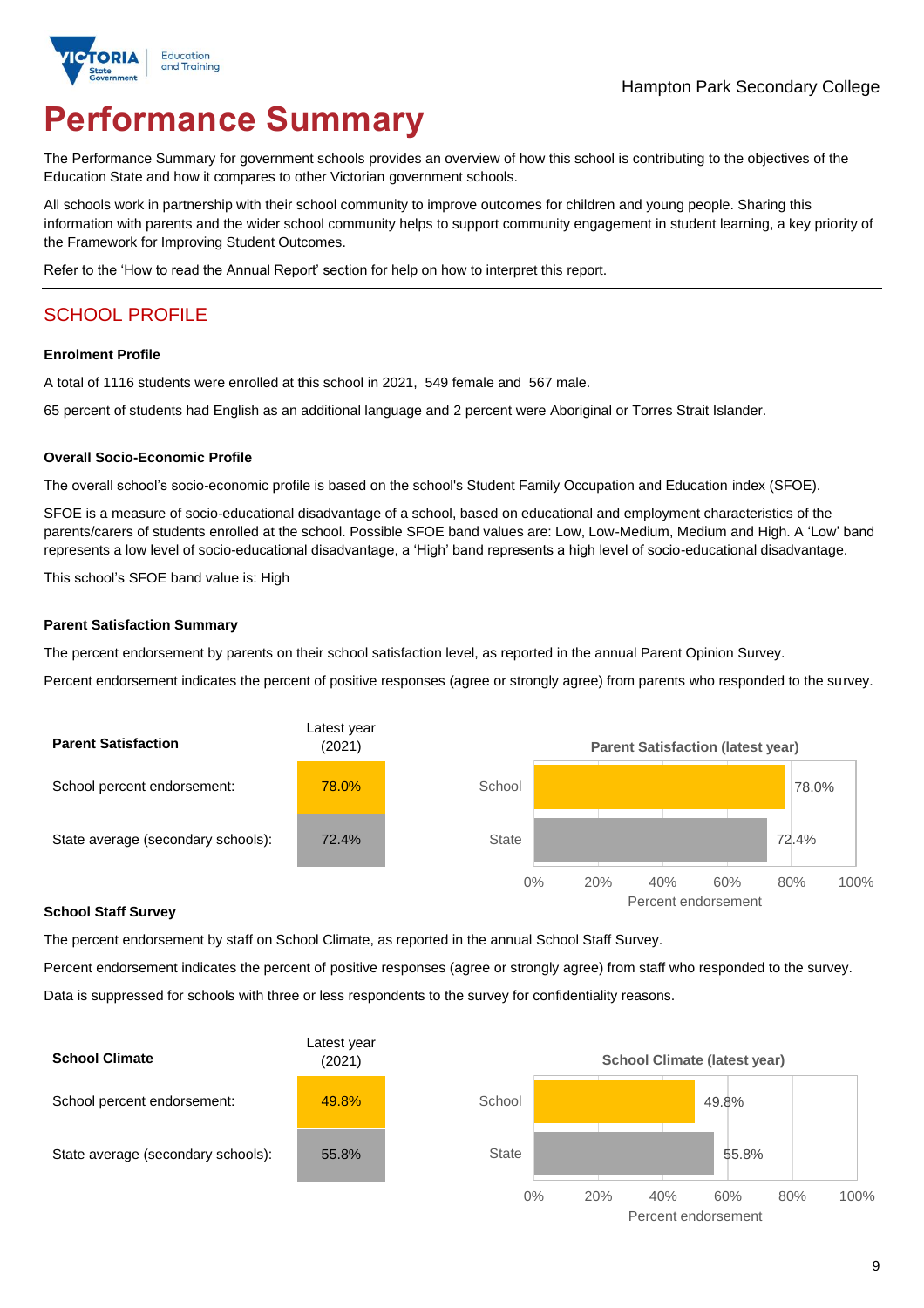Hampton Park Secondary College

# Performance Summary

The Performance Summary for government schools provides an overview of how this school is contributing to the objectives of the Education State and how it compares to other Victorian government schools.

All schools work in partnership with their school community to improve outcomes for children and young people. Sharing this information with parents and the wider school community helps to support community engagement in student learning, a key priority of the Framework for Improving Student Outcomes.

Refer to the 'How to read the Annual Report' section for help on how to interpret this report.

## SCHOOL PROFILE

### Enrolment Profile

A total of 1116 students were enrolled at this school in 2021, 549 female and 567 male.

65 percent of students had English as an additional language and 2 percent were Aboriginal or Torres Strait Islander.

### Overall Socio-Economic Profile

The overall school's socio-economic profile is based on the school's Student Family Occupation and Education index (SFOE).

SFOE is a measure of socio-educational disadvantage of a school, based on educational and employment characteristics of the parents/carers of students enrolled at the school. Possible SFOE band values are: Low, Low-Medium, Medium and High. A 'Low' band represents a low level of socio-educational disadvantage, a 'High' band represents a high level of socio-educational disadvantage.

This school's SFOE band value is: High

### Parent Satisfaction Summary

The percent endorsement by parents on their school satisfaction level, as reported in the annual Parent Opinion Survey.

Percent endorsement indicates the percent of positive responses (agree or strongly agree) from parents who responded to the survey.

| Parent Satisfaction | Latest year (2021) |
|---|---|
| School percent endorsement: | 78.0% |
| State average (secondary schools): | 72.4% |

**Parent Satisfaction (latest year)**

| | Percent endorsement |
|---|---|
| School | 78.0% |
| State | 72.4% |

### School Staff Survey

The percent endorsement by staff on School Climate, as reported in the annual School Staff Survey.

Percent endorsement indicates the percent of positive responses (agree or strongly agree) from staff who responded to the survey.

Data is suppressed for schools with three or less respondents to the survey for confidentiality reasons.

| School Climate | Latest year (2021) |
|---|---|
| School percent endorsement: | 49.8% |
| State average (secondary schools): | 55.8% |

**School Climate (latest year)**

| | Percent endorsement |
|---|---|
| School | 49.8% |
| State | 55.8% |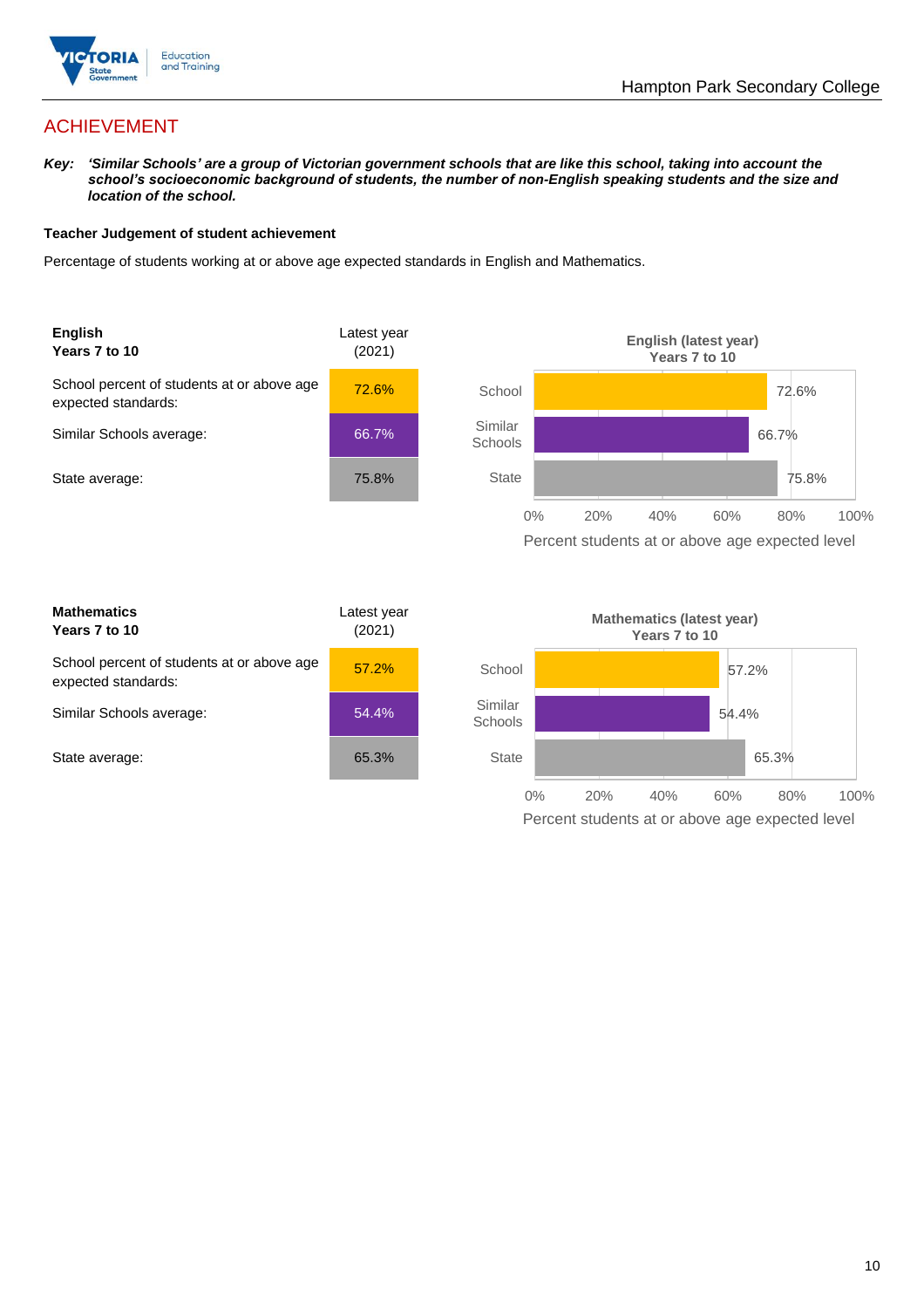# ACHIEVEMENT

***Key:*** ***'Similar Schools' are a group of Victorian government schools that are like this school, taking into account the school's socioeconomic background of students, the number of non-English speaking students and the size and location of the school.***

**Teacher Judgement of student achievement**

Percentage of students working at or above age expected standards in English and Mathematics.

| **English Years 7 to 10** | Latest year (2021) |
|---|---|
| School percent of students at or above age expected standards: | 72.6% |
| Similar Schools average: | 66.7% |
| State average: | 75.8% |

**English (latest year) Years 7 to 10**

| | Percent students at or above age expected level |
|---|---|
| School | 72.6% |
| Similar Schools | 66.7% |
| State | 75.8% |

| **Mathematics Years 7 to 10** | Latest year (2021) |
|---|---|
| School percent of students at or above age expected standards: | 57.2% |
| Similar Schools average: | 54.4% |
| State average: | 65.3% |

**Mathematics (latest year) Years 7 to 10**

| | Percent students at or above age expected level |
|---|---|
| School | 57.2% |
| Similar Schools | 54.4% |
| State | 65.3% |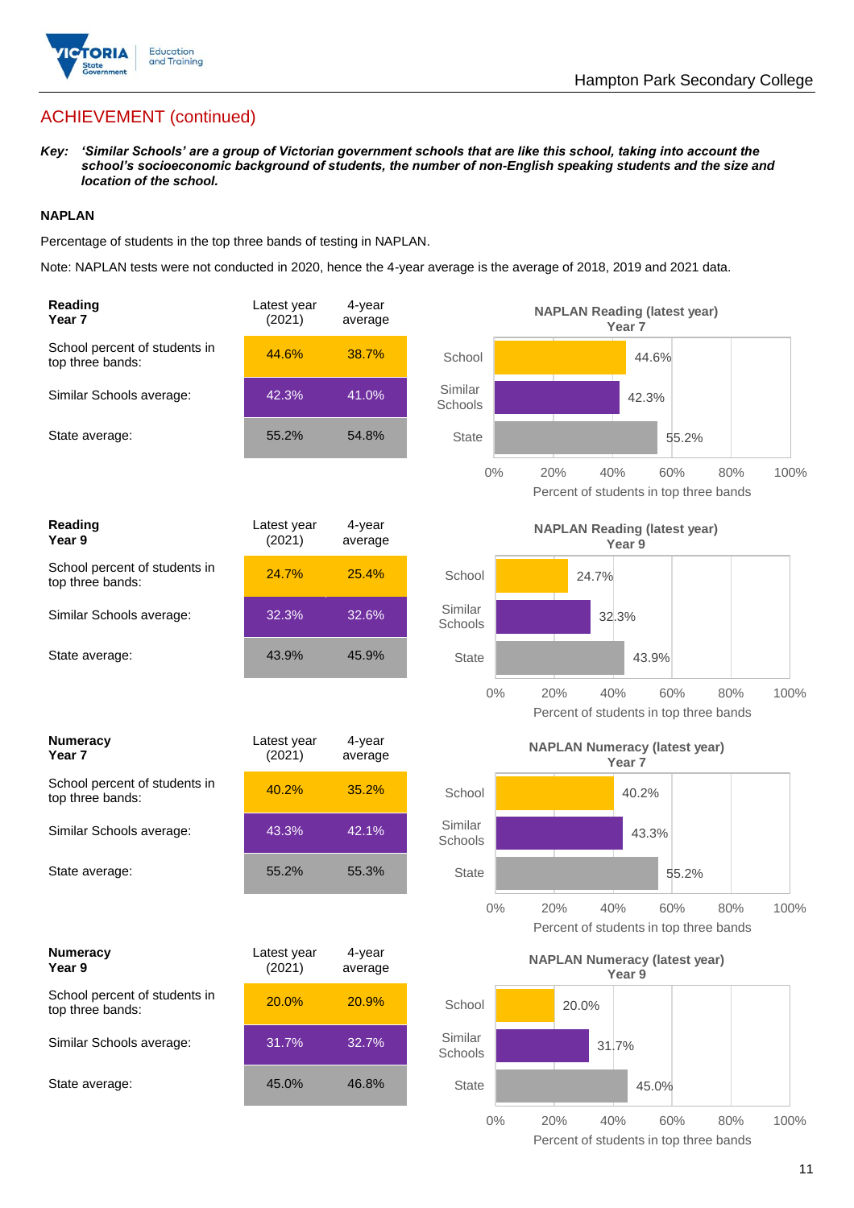## ACHIEVEMENT (continued)

***Key:*** ***'Similar Schools' are a group of Victorian government schools that are like this school, taking into account the school's socioeconomic background of students, the number of non-English speaking students and the size and location of the school.***

### NAPLAN

Percentage of students in the top three bands of testing in NAPLAN.

Note: NAPLAN tests were not conducted in 2020, hence the 4-year average is the average of 2018, 2019 and 2021 data.

| **Reading Year 7** | Latest year (2021) | 4-year average |
|---|---|---|
| School percent of students in top three bands: | 44.6% | 38.7% |
| Similar Schools average: | 42.3% | 41.0% |
| State average: | 55.2% | 54.8% |

**NAPLAN Reading (latest year) Year 7**

| | Percent of students in top three bands |
|---|---|
| School | 44.6% |
| Similar Schools | 42.3% |
| State | 55.2% |

| **Reading Year 9** | Latest year (2021) | 4-year average |
|---|---|---|
| School percent of students in top three bands: | 24.7% | 25.4% |
| Similar Schools average: | 32.3% | 32.6% |
| State average: | 43.9% | 45.9% |

**NAPLAN Reading (latest year) Year 9**

| | Percent of students in top three bands |
|---|---|
| School | 24.7% |
| Similar Schools | 32.3% |
| State | 43.9% |

| **Numeracy Year 7** | Latest year (2021) | 4-year average |
|---|---|---|
| School percent of students in top three bands: | 40.2% | 35.2% |
| Similar Schools average: | 43.3% | 42.1% |
| State average: | 55.2% | 55.3% |

**NAPLAN Numeracy (latest year) Year 7**

| | Percent of students in top three bands |
|---|---|
| School | 40.2% |
| Similar Schools | 43.3% |
| State | 55.2% |

| **Numeracy Year 9** | Latest year (2021) | 4-year average |
|---|---|---|
| School percent of students in top three bands: | 20.0% | 20.9% |
| Similar Schools average: | 31.7% | 32.7% |
| State average: | 45.0% | 46.8% |

**NAPLAN Numeracy (latest year) Year 9**

| | Percent of students in top three bands |
|---|---|
| School | 20.0% |
| Similar Schools | 31.7% |
| State | 45.0% |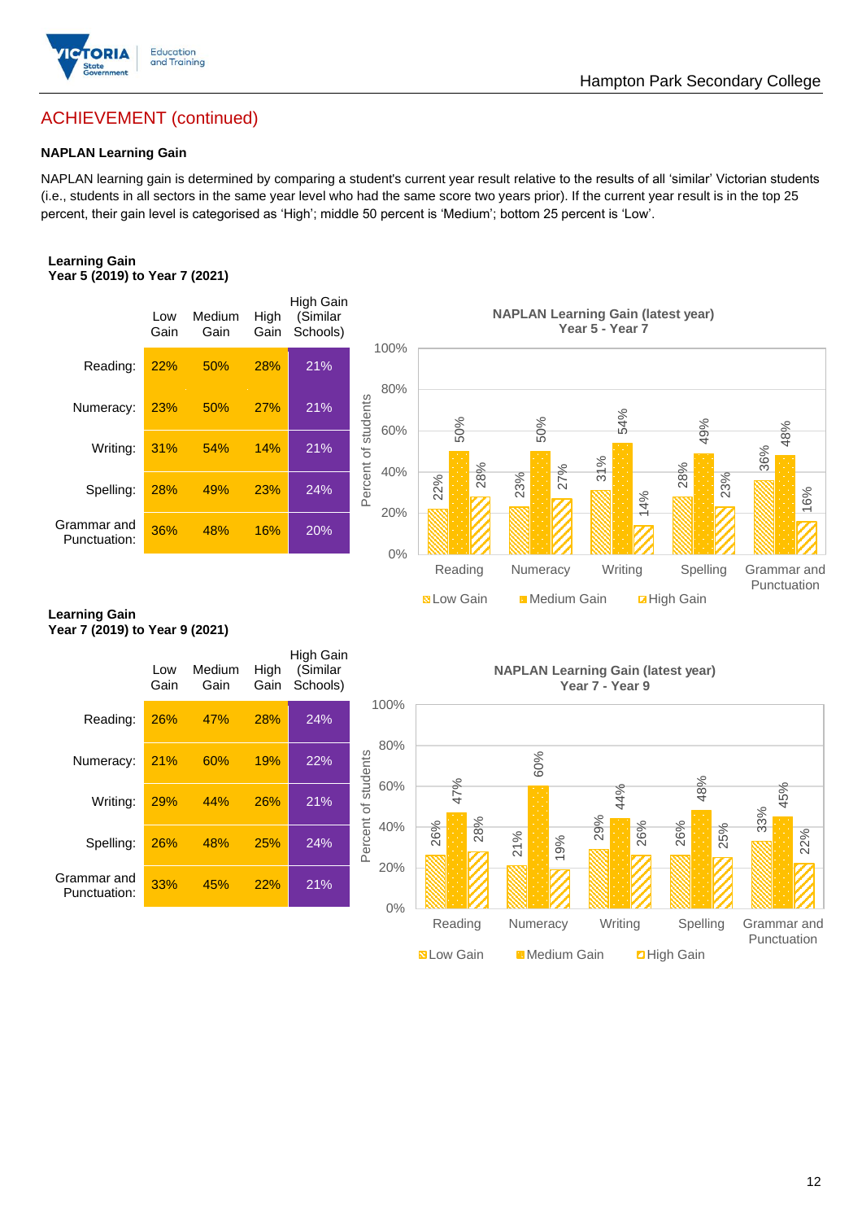## ACHIEVEMENT (continued)

### NAPLAN Learning Gain

NAPLAN learning gain is determined by comparing a student's current year result relative to the results of all 'similar' Victorian students (i.e., students in all sectors in the same year level who had the same score two years prior). If the current year result is in the top 25 percent, their gain level is categorised as 'High'; middle 50 percent is 'Medium'; bottom 25 percent is 'Low'.

**Learning Gain**
**Year 5 (2019) to Year 7 (2021)**

| | Low Gain | Medium Gain | High Gain | High Gain (Similar Schools) |
|---|---|---|---|---|
| Reading: | 22% | 50% | 28% | 21% |
| Numeracy: | 23% | 50% | 27% | 21% |
| Writing: | 31% | 54% | 14% | 21% |
| Spelling: | 28% | 49% | 23% | 24% |
| Grammar and Punctuation: | 36% | 48% | 16% | 20% |

**NAPLAN Learning Gain (latest year)**
**Year 5 - Year 7**

| | Low Gain | Medium Gain | High Gain |
|---|---|---|---|
| Reading | 22% | 50% | 28% |
| Numeracy | 23% | 50% | 27% |
| Writing | 31% | 54% | 14% |
| Spelling | 28% | 49% | 23% |
| Grammar and Punctuation | 36% | 48% | 16% |

**Learning Gain**
**Year 7 (2019) to Year 9 (2021)**

| | Low Gain | Medium Gain | High Gain | High Gain (Similar Schools) |
|---|---|---|---|---|
| Reading: | 26% | 47% | 28% | 24% |
| Numeracy: | 21% | 60% | 19% | 22% |
| Writing: | 29% | 44% | 26% | 21% |
| Spelling: | 26% | 48% | 25% | 24% |
| Grammar and Punctuation: | 33% | 45% | 22% | 21% |

**NAPLAN Learning Gain (latest year)**
**Year 7 - Year 9**

| | Low Gain | Medium Gain | High Gain |
|---|---|---|---|
| Reading | 26% | 47% | 28% |
| Numeracy | 21% | 60% | 19% |
| Writing | 29% | 44% | 26% |
| Spelling | 26% | 48% | 25% |
| Grammar and Punctuation | 33% | 45% | 22% |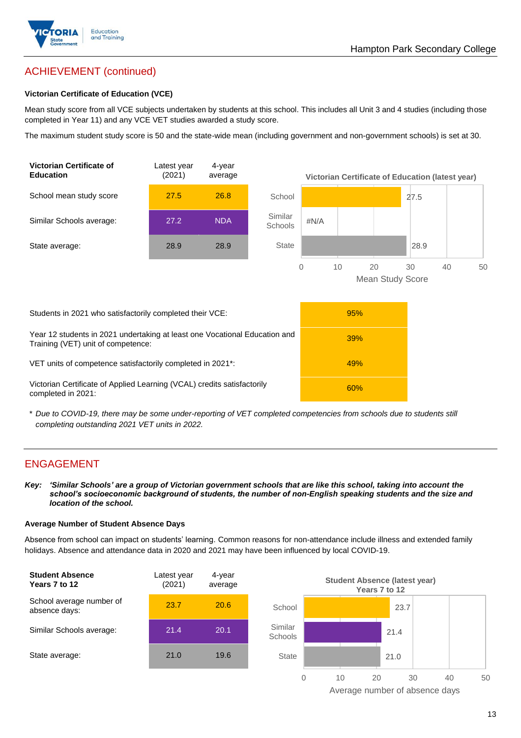## ACHIEVEMENT (continued)

### Victorian Certificate of Education (VCE)

Mean study score from all VCE subjects undertaken by students at this school. This includes all Unit 3 and 4 studies (including those completed in Year 11) and any VCE VET studies awarded a study score.

The maximum student study score is 50 and the state-wide mean (including government and non-government schools) is set at 30.

| Victorian Certificate of Education | Latest year (2021) | 4-year average |
|---|---|---|
| School mean study score | 27.5 | 26.8 |
| Similar Schools average: | 27.2 | NDA |
| State average: | 28.9 | 28.9 |

Victorian Certificate of Education (latest year)

| | Mean Study Score |
|---|---|
| School | 27.5 |
| Similar Schools | #N/A |
| State | 28.9 |

| | |
|---|---|
| Students in 2021 who satisfactorily completed their VCE: | 95% |
| Year 12 students in 2021 undertaking at least one Vocational Education and Training (VET) unit of competence: | 39% |
| VET units of competence satisfactorily completed in 2021*: | 49% |
| Victorian Certificate of Applied Learning (VCAL) credits satisfactorily completed in 2021: | 60% |

* *Due to COVID-19, there may be some under-reporting of VET completed competencies from schools due to students still completing outstanding 2021 VET units in 2022.*

## ENGAGEMENT

***Key: 'Similar Schools' are a group of Victorian government schools that are like this school, taking into account the school's socioeconomic background of students, the number of non-English speaking students and the size and location of the school.***

### Average Number of Student Absence Days

Absence from school can impact on students' learning. Common reasons for non-attendance include illness and extended family holidays. Absence and attendance data in 2020 and 2021 may have been influenced by local COVID-19.

| Student Absence Years 7 to 12 | Latest year (2021) | 4-year average |
|---|---|---|
| School average number of absence days: | 23.7 | 20.6 |
| Similar Schools average: | 21.4 | 20.1 |
| State average: | 21.0 | 19.6 |

Student Absence (latest year) Years 7 to 12

| | Average number of absence days |
|---|---|
| School | 23.7 |
| Similar Schools | 21.4 |
| State | 21.0 |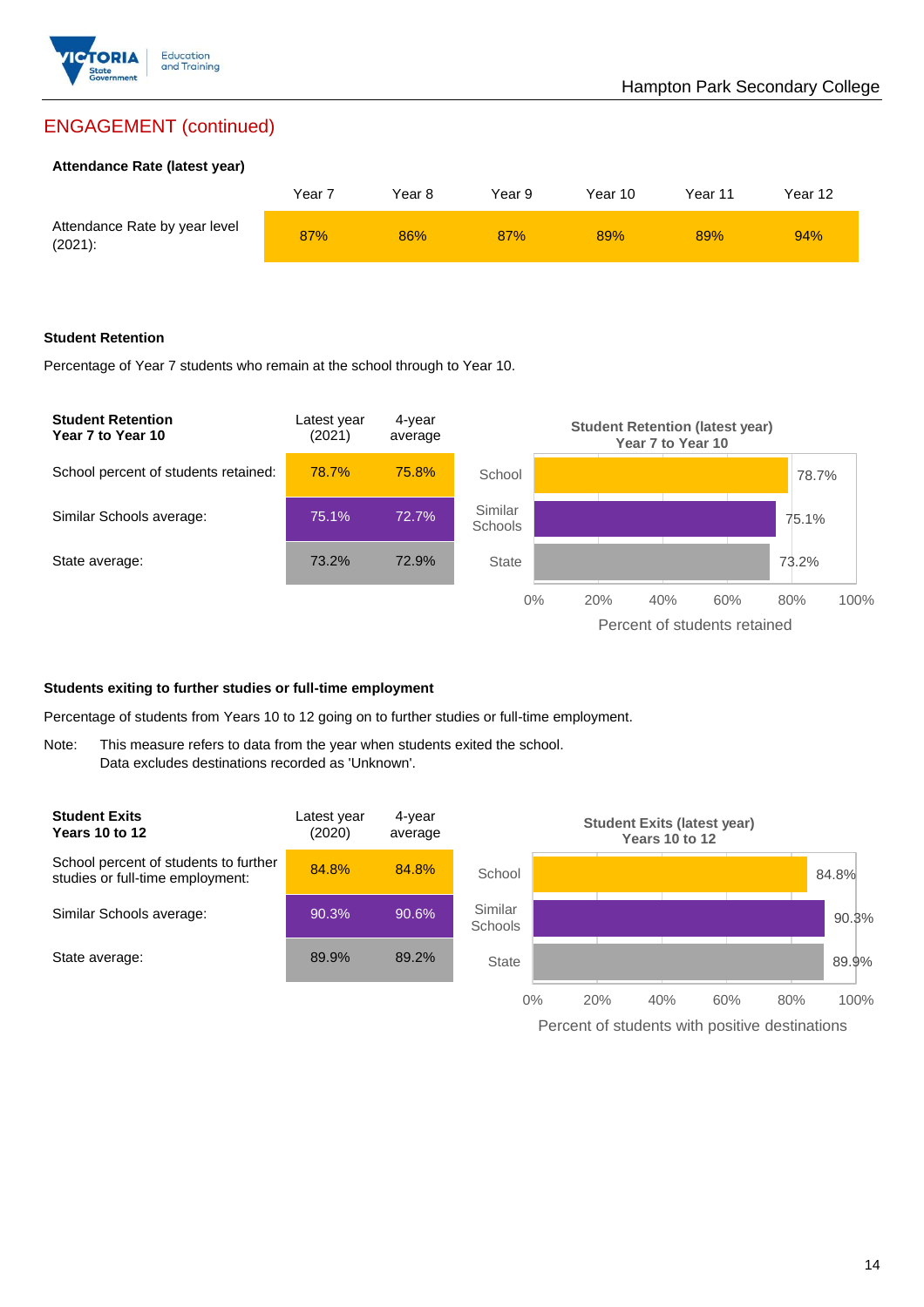## ENGAGEMENT (continued)

**Attendance Rate (latest year)**

| | Year 7 | Year 8 | Year 9 | Year 10 | Year 11 | Year 12 |
|---|---|---|---|---|---|---|
| Attendance Rate by year level (2021): | 87% | 86% | 87% | 89% | 89% | 94% |

**Student Retention**

Percentage of Year 7 students who remain at the school through to Year 10.

| Student Retention Year 7 to Year 10 | Latest year (2021) | 4-year average |
|---|---|---|
| School percent of students retained: | 78.7% | 75.8% |
| Similar Schools average: | 75.1% | 72.7% |
| State average: | 73.2% | 72.9% |

**Student Retention (latest year) Year 7 to Year 10**

School: 78.7%
Similar Schools: 75.1%
State: 73.2%

Percent of students retained

**Students exiting to further studies or full-time employment**

Percentage of students from Years 10 to 12 going on to further studies or full-time employment.

Note: This measure refers to data from the year when students exited the school. Data excludes destinations recorded as 'Unknown'.

| Student Exits Years 10 to 12 | Latest year (2020) | 4-year average |
|---|---|---|
| School percent of students to further studies or full-time employment: | 84.8% | 84.8% |
| Similar Schools average: | 90.3% | 90.6% |
| State average: | 89.9% | 89.2% |

**Student Exits (latest year) Years 10 to 12**

School: 84.8%
Similar Schools: 90.3%
State: 89.9%

Percent of students with positive destinations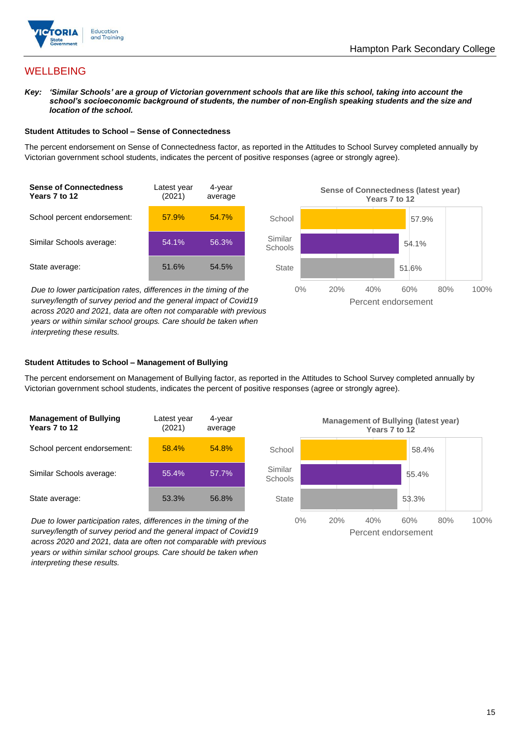## WELLBEING

***Key:*** ***'Similar Schools' are a group of Victorian government schools that are like this school, taking into account the school's socioeconomic background of students, the number of non-English speaking students and the size and location of the school.***

### Student Attitudes to School – Sense of Connectedness

The percent endorsement on Sense of Connectedness factor, as reported in the Attitudes to School Survey completed annually by Victorian government school students, indicates the percent of positive responses (agree or strongly agree).

| Sense of Connectedness Years 7 to 12 | Latest year (2021) | 4-year average |
|---|---|---|
| School percent endorsement: | 57.9% | 54.7% |
| Similar Schools average: | 54.1% | 56.3% |
| State average: | 51.6% | 54.5% |

*Due to lower participation rates, differences in the timing of the survey/length of survey period and the general impact of Covid19 across 2020 and 2021, data are often not comparable with previous years or within similar school groups. Care should be taken when interpreting these results.*

**Sense of Connectedness (latest year) Years 7 to 12**

| | Percent endorsement |
|---|---|
| School | 57.9% |
| Similar Schools | 54.1% |
| State | 51.6% |

### Student Attitudes to School – Management of Bullying

The percent endorsement on Management of Bullying factor, as reported in the Attitudes to School Survey completed annually by Victorian government school students, indicates the percent of positive responses (agree or strongly agree).

| Management of Bullying Years 7 to 12 | Latest year (2021) | 4-year average |
|---|---|---|
| School percent endorsement: | 58.4% | 54.8% |
| Similar Schools average: | 55.4% | 57.7% |
| State average: | 53.3% | 56.8% |

*Due to lower participation rates, differences in the timing of the survey/length of survey period and the general impact of Covid19 across 2020 and 2021, data are often not comparable with previous years or within similar school groups. Care should be taken when interpreting these results.*

**Management of Bullying (latest year) Years 7 to 12**

| | Percent endorsement |
|---|---|
| School | 58.4% |
| Similar Schools | 55.4% |
| State | 53.3% |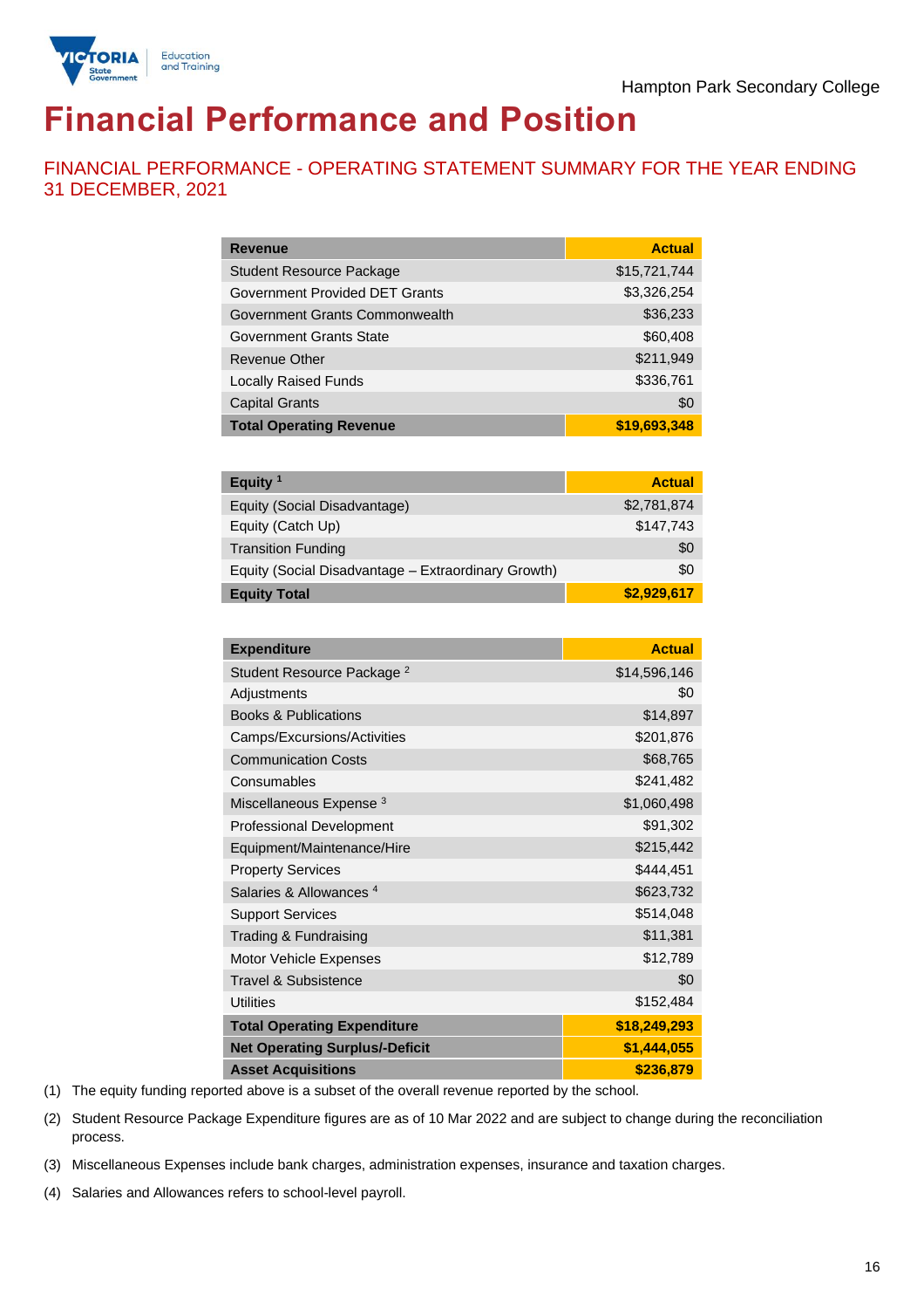Hampton Park Secondary College

# Financial Performance and Position

## FINANCIAL PERFORMANCE - OPERATING STATEMENT SUMMARY FOR THE YEAR ENDING 31 DECEMBER, 2021

| Revenue | Actual |
|---|---|
| Student Resource Package | $15,721,744 |
| Government Provided DET Grants | $3,326,254 |
| Government Grants Commonwealth | $36,233 |
| Government Grants State | $60,408 |
| Revenue Other | $211,949 |
| Locally Raised Funds | $336,761 |
| Capital Grants | $0 |
| **Total Operating Revenue** | **$19,693,348** |

| Equity [1] | Actual |
|---|---|
| Equity (Social Disadvantage) | $2,781,874 |
| Equity (Catch Up) | $147,743 |
| Transition Funding | $0 |
| Equity (Social Disadvantage – Extraordinary Growth) | $0 |
| **Equity Total** | **$2,929,617** |

| Expenditure | Actual |
|---|---|
| Student Resource Package [2] | $14,596,146 |
| Adjustments | $0 |
| Books & Publications | $14,897 |
| Camps/Excursions/Activities | $201,876 |
| Communication Costs | $68,765 |
| Consumables | $241,482 |
| Miscellaneous Expense [3] | $1,060,498 |
| Professional Development | $91,302 |
| Equipment/Maintenance/Hire | $215,442 |
| Property Services | $444,451 |
| Salaries & Allowances [4] | $623,732 |
| Support Services | $514,048 |
| Trading & Fundraising | $11,381 |
| Motor Vehicle Expenses | $12,789 |
| Travel & Subsistence | $0 |
| Utilities | $152,484 |
| **Total Operating Expenditure** | **$18,249,293** |
| **Net Operating Surplus/-Deficit** | **$1,444,055** |
| **Asset Acquisitions** | **$236,879** |

(1) The equity funding reported above is a subset of the overall revenue reported by the school.

(2) Student Resource Package Expenditure figures are as of 10 Mar 2022 and are subject to change during the reconciliation process.

(3) Miscellaneous Expenses include bank charges, administration expenses, insurance and taxation charges.

(4) Salaries and Allowances refers to school-level payroll.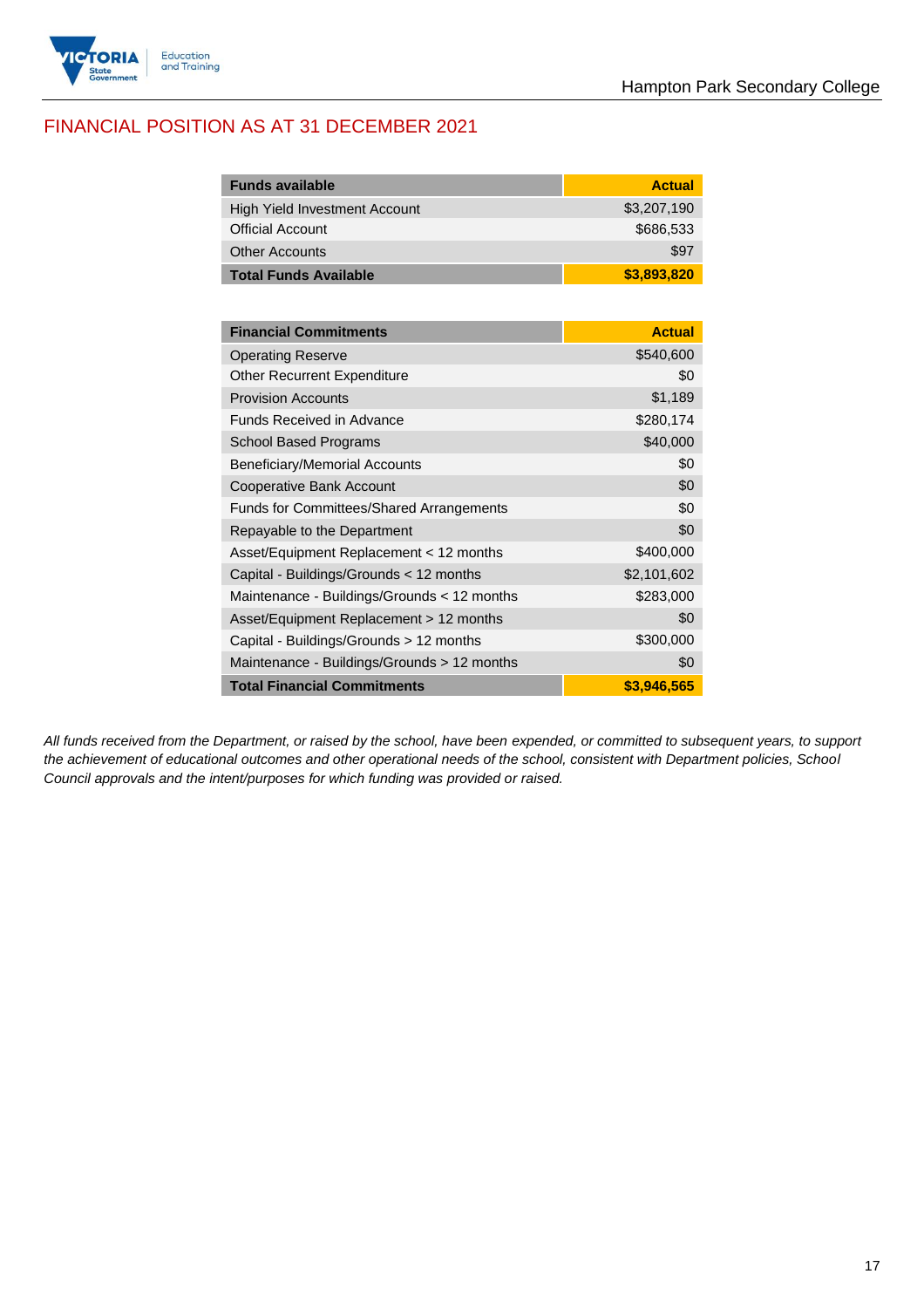# FINANCIAL POSITION AS AT 31 DECEMBER 2021

| Funds available | Actual |
|---|---|
| High Yield Investment Account | $3,207,190 |
| Official Account | $686,533 |
| Other Accounts | $97 |
| **Total Funds Available** | **$3,893,820** |

| Financial Commitments | Actual |
|---|---|
| Operating Reserve | $540,600 |
| Other Recurrent Expenditure | $0 |
| Provision Accounts | $1,189 |
| Funds Received in Advance | $280,174 |
| School Based Programs | $40,000 |
| Beneficiary/Memorial Accounts | $0 |
| Cooperative Bank Account | $0 |
| Funds for Committees/Shared Arrangements | $0 |
| Repayable to the Department | $0 |
| Asset/Equipment Replacement < 12 months | $400,000 |
| Capital - Buildings/Grounds < 12 months | $2,101,602 |
| Maintenance - Buildings/Grounds < 12 months | $283,000 |
| Asset/Equipment Replacement > 12 months | $0 |
| Capital - Buildings/Grounds > 12 months | $300,000 |
| Maintenance - Buildings/Grounds > 12 months | $0 |
| **Total Financial Commitments** | **$3,946,565** |

*All funds received from the Department, or raised by the school, have been expended, or committed to subsequent years, to support the achievement of educational outcomes and other operational needs of the school, consistent with Department policies, School Council approvals and the intent/purposes for which funding was provided or raised.*